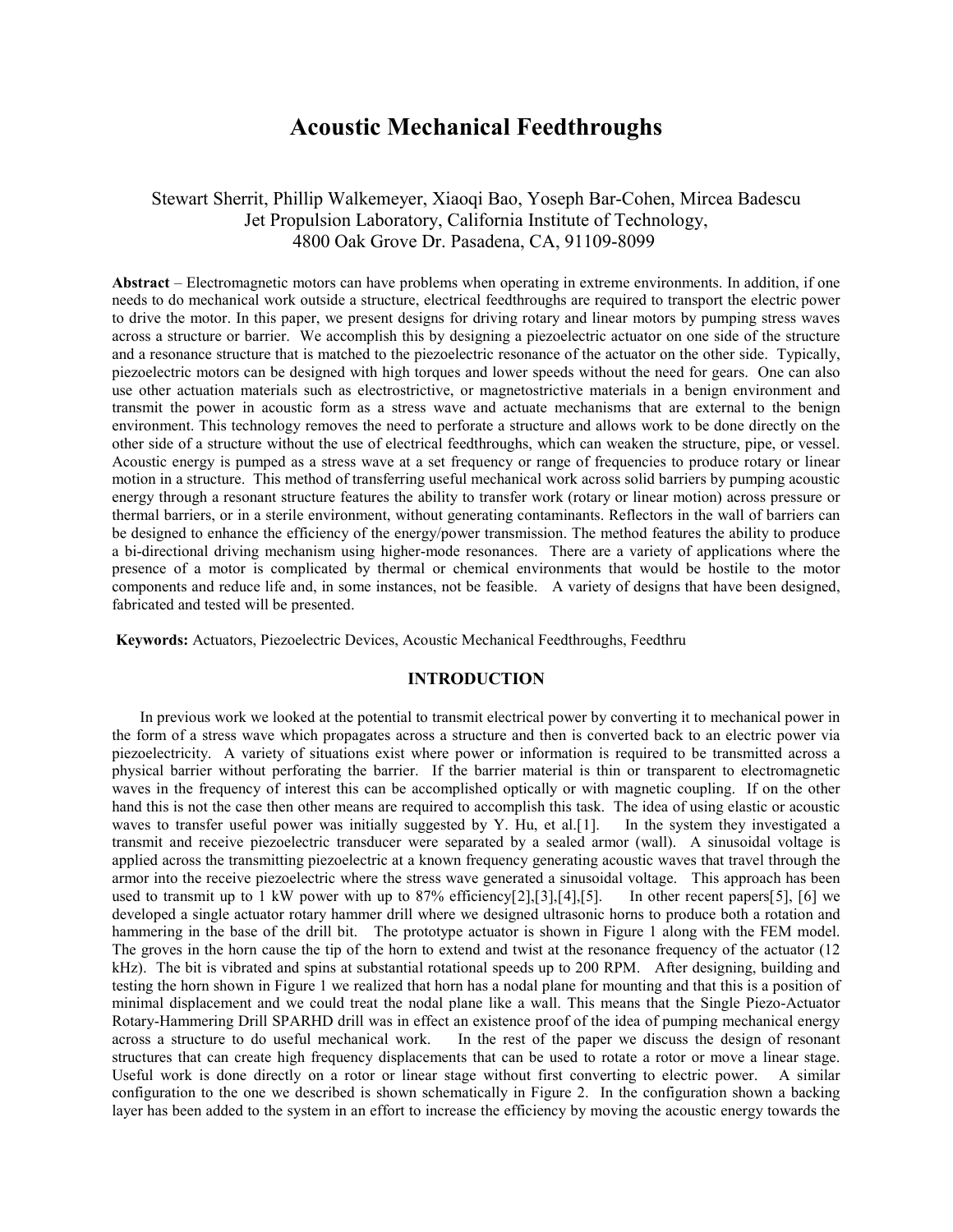# Acoustic Mechanical Feedthroughs

Stewart Sherrit, Phillip Walkemeyer, Xiaoqi Bao, Yoseph Bar-Cohen, Mircea Badescu
Jet Propulsion Laboratory, California Institute of Technology,
4800 Oak Grove Dr. Pasadena, CA, 91109-8099

**Abstract** – Electromagnetic motors can have problems when operating in extreme environments. In addition, if one needs to do mechanical work outside a structure, electrical feedthroughs are required to transport the electric power to drive the motor. In this paper, we present designs for driving rotary and linear motors by pumping stress waves across a structure or barrier. We accomplish this by designing a piezoelectric actuator on one side of the structure and a resonance structure that is matched to the piezoelectric resonance of the actuator on the other side. Typically, piezoelectric motors can be designed with high torques and lower speeds without the need for gears. One can also use other actuation materials such as electrostrictive, or magnetostrictive materials in a benign environment and transmit the power in acoustic form as a stress wave and actuate mechanisms that are external to the benign environment. This technology removes the need to perforate a structure and allows work to be done directly on the other side of a structure without the use of electrical feedthroughs, which can weaken the structure, pipe, or vessel. Acoustic energy is pumped as a stress wave at a set frequency or range of frequencies to produce rotary or linear motion in a structure. This method of transferring useful mechanical work across solid barriers by pumping acoustic energy through a resonant structure features the ability to transfer work (rotary or linear motion) across pressure or thermal barriers, or in a sterile environment, without generating contaminants. Reflectors in the wall of barriers can be designed to enhance the efficiency of the energy/power transmission. The method features the ability to produce a bi-directional driving mechanism using higher-mode resonances. There are a variety of applications where the presence of a motor is complicated by thermal or chemical environments that would be hostile to the motor components and reduce life and, in some instances, not be feasible. A variety of designs that have been designed, fabricated and tested will be presented.

**Keywords:** Actuators, Piezoelectric Devices, Acoustic Mechanical Feedthroughs, Feedthru

## INTRODUCTION

In previous work we looked at the potential to transmit electrical power by converting it to mechanical power in the form of a stress wave which propagates across a structure and then is converted back to an electric power via piezoelectricity. A variety of situations exist where power or information is required to be transmitted across a physical barrier without perforating the barrier. If the barrier material is thin or transparent to electromagnetic waves in the frequency of interest this can be accomplished optically or with magnetic coupling. If on the other hand this is not the case then other means are required to accomplish this task. The idea of using elastic or acoustic waves to transfer useful power was initially suggested by Y. Hu, et al.[1]. In the system they investigated a transmit and receive piezoelectric transducer were separated by a sealed armor (wall). A sinusoidal voltage is applied across the transmitting piezoelectric at a known frequency generating acoustic waves that travel through the armor into the receive piezoelectric where the stress wave generated a sinusoidal voltage. This approach has been used to transmit up to 1 kW power with up to 87% efficiency[2],[3],[4],[5]. In other recent papers[5], [6] we developed a single actuator rotary hammer drill where we designed ultrasonic horns to produce both a rotation and hammering in the base of the drill bit. The prototype actuator is shown in Figure 1 along with the FEM model. The groves in the horn cause the tip of the horn to extend and twist at the resonance frequency of the actuator (12 kHz). The bit is vibrated and spins at substantial rotational speeds up to 200 RPM. After designing, building and testing the horn shown in Figure 1 we realized that horn has a nodal plane for mounting and that this is a position of minimal displacement and we could treat the nodal plane like a wall. This means that the Single Piezo-Actuator Rotary-Hammering Drill SPARHD drill was in effect an existence proof of the idea of pumping mechanical energy across a structure to do useful mechanical work. In the rest of the paper we discuss the design of resonant structures that can create high frequency displacements that can be used to rotate a rotor or move a linear stage. Useful work is done directly on a rotor or linear stage without first converting to electric power. A similar configuration to the one we described is shown schematically in Figure 2. In the configuration shown a backing layer has been added to the system in an effort to increase the efficiency by moving the acoustic energy towards the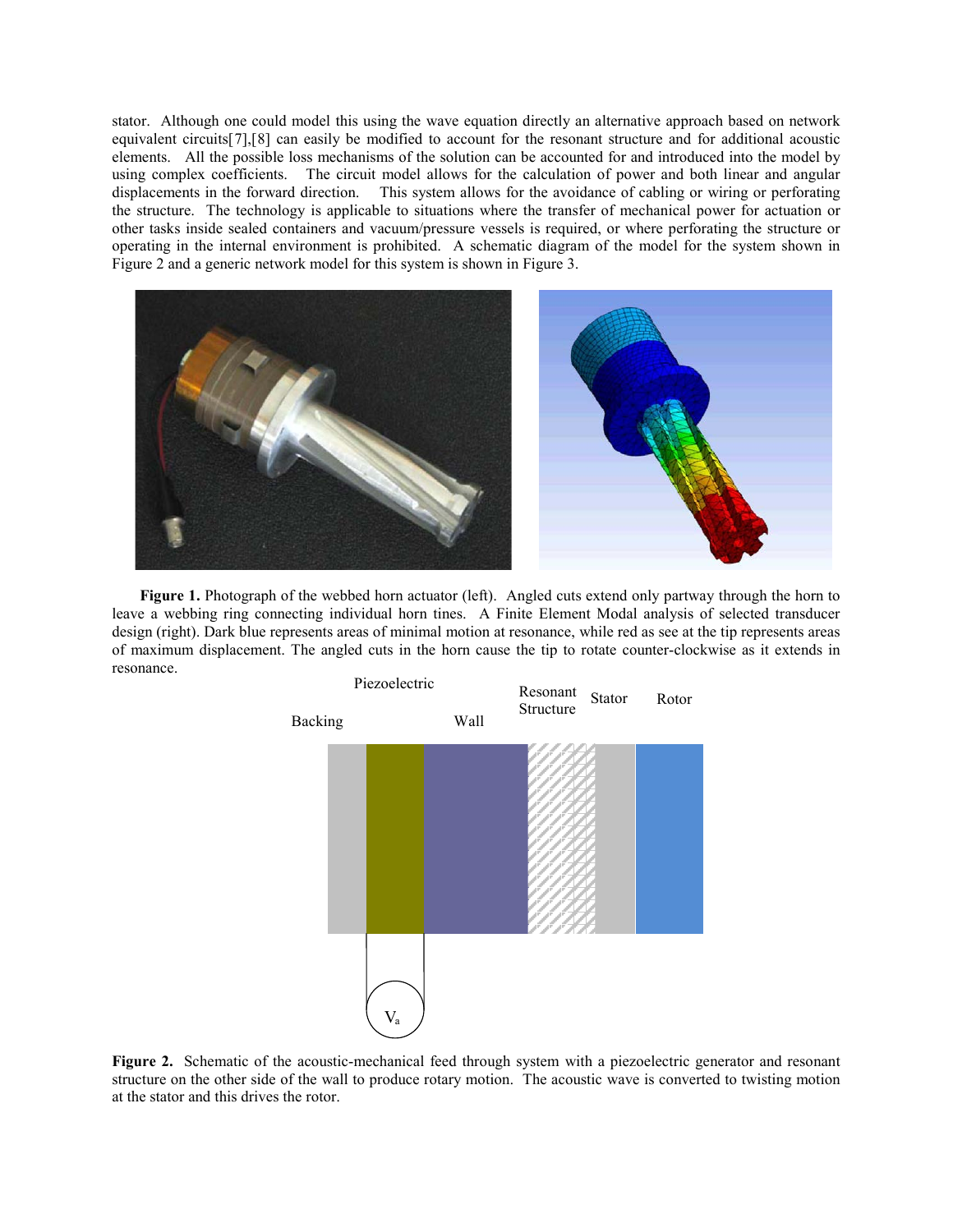stator. Although one could model this using the wave equation directly an alternative approach based on network equivalent circuits[7],[8] can easily be modified to account for the resonant structure and for additional acoustic elements. All the possible loss mechanisms of the solution can be accounted for and introduced into the model by using complex coefficients. The circuit model allows for the calculation of power and both linear and angular displacements in the forward direction. This system allows for the avoidance of cabling or wiring or perforating the structure. The technology is applicable to situations where the transfer of mechanical power for actuation or other tasks inside sealed containers and vacuum/pressure vessels is required, or where perforating the structure or operating in the internal environment is prohibited. A schematic diagram of the model for the system shown in Figure 2 and a generic network model for this system is shown in Figure 3.

**Figure 1.** Photograph of the webbed horn actuator (left). Angled cuts extend only partway through the horn to leave a webbing ring connecting individual horn tines. A Finite Element Modal analysis of selected transducer design (right). Dark blue represents areas of minimal motion at resonance, while red as see at the tip represents areas of maximum displacement. The angled cuts in the horn cause the tip to rotate counter-clockwise as it extends in resonance.

Piezoelectric

Backing Wall Resonant Structure Stator Rotor

$V_a$

**Figure 2.** Schematic of the acoustic-mechanical feed through system with a piezoelectric generator and resonant structure on the other side of the wall to produce rotary motion. The acoustic wave is converted to twisting motion at the stator and this drives the rotor.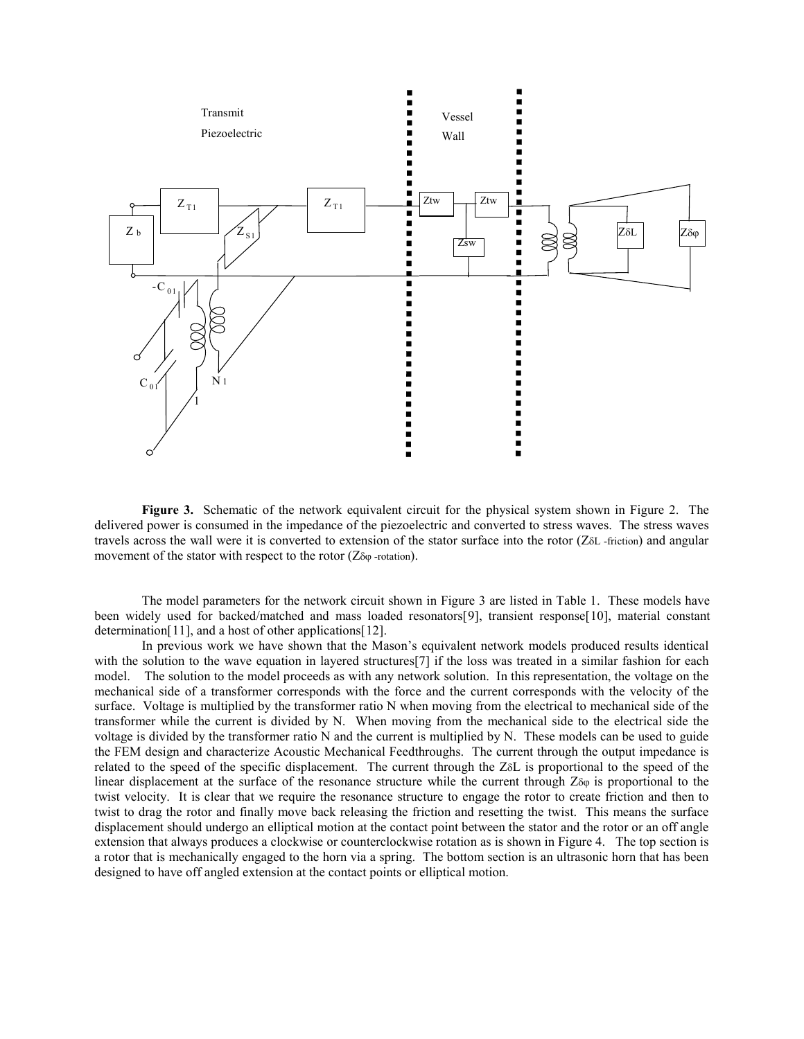**Figure 3.** Schematic of the network equivalent circuit for the physical system shown in Figure 2. The delivered power is consumed in the impedance of the piezoelectric and converted to stress waves. The stress waves travels across the wall were it is converted to extension of the stator surface into the rotor ($Z_{\delta L}$ -friction) and angular movement of the stator with respect to the rotor ($Z_{\delta\varphi}$ -rotation).

The model parameters for the network circuit shown in Figure 3 are listed in Table 1. These models have been widely used for backed/matched and mass loaded resonators[9], transient response[10], material constant determination[11], and a host of other applications[12].

In previous work we have shown that the Mason's equivalent network models produced results identical with the solution to the wave equation in layered structures[7] if the loss was treated in a similar fashion for each model. The solution to the model proceeds as with any network solution. In this representation, the voltage on the mechanical side of a transformer corresponds with the force and the current corresponds with the velocity of the surface. Voltage is multiplied by the transformer ratio N when moving from the electrical to mechanical side of the transformer while the current is divided by N. When moving from the mechanical side to the electrical side the voltage is divided by the transformer ratio N and the current is multiplied by N. These models can be used to guide the FEM design and characterize Acoustic Mechanical Feedthroughs. The current through the output impedance is related to the speed of the specific displacement. The current through the $Z_{\delta L}$ is proportional to the speed of the linear displacement at the surface of the resonance structure while the current through $Z_{\delta\varphi}$ is proportional to the twist velocity. It is clear that we require the resonance structure to engage the rotor to create friction and then to twist to drag the rotor and finally move back releasing the friction and resetting the twist. This means the surface displacement should undergo an elliptical motion at the contact point between the stator and the rotor or an off angle extension that always produces a clockwise or counterclockwise rotation as is shown in Figure 4. The top section is a rotor that is mechanically engaged to the horn via a spring. The bottom section is an ultrasonic horn that has been designed to have off angled extension at the contact points or elliptical motion.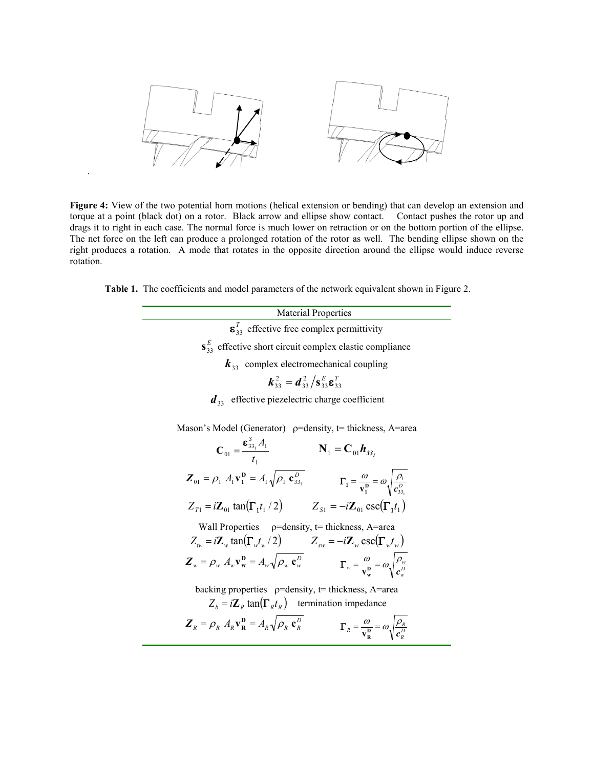**Figure 4:** View of the two potential horn motions (helical extension or bending) that can develop an extension and torque at a point (black dot) on a rotor. Black arrow and ellipse show contact. Contact pushes the rotor up and drags it to right in each case. The normal force is much lower on retraction or on the bottom portion of the ellipse. The net force on the left can produce a prolonged rotation of the rotor as well. The bending ellipse shown on the right produces a rotation. A mode that rotates in the opposite direction around the ellipse would induce reverse rotation.

**Table 1.** The coefficients and model parameters of the network equivalent shown in Figure 2.

| Material Properties |
|---|
| $\boldsymbol{\varepsilon}_{33}^{T}$ effective free complex permittivity |
| $\mathbf{s}_{33}^{E}$ effective short circuit complex elastic compliance |
| $\boldsymbol{k}_{33}$ complex electromechanical coupling |
| $\boldsymbol{k}_{33}^{2} = \boldsymbol{d}_{33}^{2} / \mathbf{s}_{33}^{E} \boldsymbol{\varepsilon}_{33}^{T}$ |
| $\boldsymbol{d}_{33}$ effective piezoelectric charge coefficient |
| Mason's Model (Generator) ρ=density, t= thickness, A=area |
| $\mathbf{C}_{01} = \dfrac{\boldsymbol{\varepsilon}_{33_1}^{S} A_1}{t_1}$ $\qquad \mathbf{N}_1 = \mathbf{C}_{01} \boldsymbol{h}_{33_1}$ |
| $\boldsymbol{Z}_{01} = \rho_1 A_1 \mathbf{v}_1^{\mathbf{D}} = A_1 \sqrt{\rho_1 \mathbf{c}_{33_1}^{D}}$ $\qquad \boldsymbol{\Gamma}_1 = \dfrac{\omega}{\mathbf{v}_1^{\mathbf{D}}} = \omega \sqrt{\dfrac{\rho_1}{\boldsymbol{c}_{33_1}^{D}}}$ |
| $Z_{T1} = i\mathbf{Z}_{01} \tan(\boldsymbol{\Gamma}_1 t_1 / 2)$ $\qquad Z_{S1} = -i\mathbf{Z}_{01} \csc(\boldsymbol{\Gamma}_1 t_1)$ |
| Wall Properties ρ=density, t= thickness, A=area |
| $Z_{tw} = i\mathbf{Z}_w \tan(\boldsymbol{\Gamma}_w t_w / 2)$ $\qquad Z_{sw} = -i\mathbf{Z}_w \csc(\boldsymbol{\Gamma}_w t_w)$ |
| $\boldsymbol{Z}_w = \rho_w A_w \mathbf{v}_{\mathbf{w}}^{\mathbf{D}} = A_w \sqrt{\rho_w \mathbf{c}_w^{D}}$ $\qquad \boldsymbol{\Gamma}_w = \dfrac{\omega}{\mathbf{v}_{\mathbf{w}}^{\mathbf{D}}} = \omega \sqrt{\dfrac{\rho_w}{\boldsymbol{c}_w^{D}}}$ |
| backing properties ρ=density, t= thickness, A=area |
| $Z_b = i\mathbf{Z}_R \tan(\boldsymbol{\Gamma}_R t_R)$ termination impedance |
| $\boldsymbol{Z}_R = \rho_R A_R \mathbf{v}_{\mathbf{R}}^{\mathbf{D}} = A_R \sqrt{\rho_R \mathbf{c}_R^{D}}$ $\qquad \boldsymbol{\Gamma}_R = \dfrac{\omega}{\mathbf{v}_{\mathbf{R}}^{\mathbf{D}}} = \omega \sqrt{\dfrac{\rho_R}{\boldsymbol{c}_R^{D}}}$ |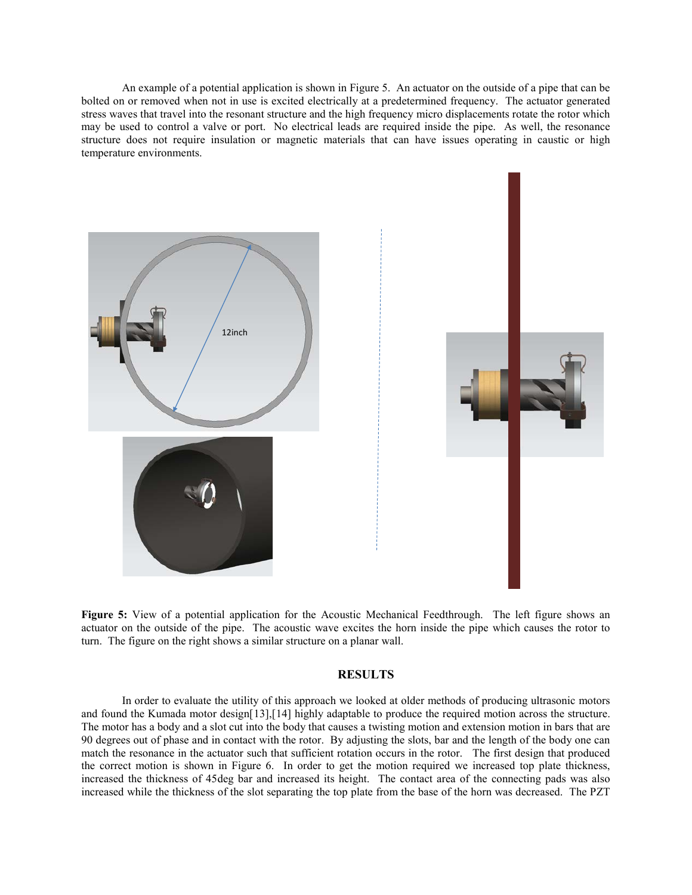An example of a potential application is shown in Figure 5. An actuator on the outside of a pipe that can be bolted on or removed when not in use is excited electrically at a predetermined frequency. The actuator generated stress waves that travel into the resonant structure and the high frequency micro displacements rotate the rotor which may be used to control a valve or port. No electrical leads are required inside the pipe. As well, the resonance structure does not require insulation or magnetic materials that can have issues operating in caustic or high temperature environments.

**Figure 5:** View of a potential application for the Acoustic Mechanical Feedthrough. The left figure shows an actuator on the outside of the pipe. The acoustic wave excites the horn inside the pipe which causes the rotor to turn. The figure on the right shows a similar structure on a planar wall.

## RESULTS

In order to evaluate the utility of this approach we looked at older methods of producing ultrasonic motors and found the Kumada motor design[13],[14] highly adaptable to produce the required motion across the structure. The motor has a body and a slot cut into the body that causes a twisting motion and extension motion in bars that are 90 degrees out of phase and in contact with the rotor. By adjusting the slots, bar and the length of the body one can match the resonance in the actuator such that sufficient rotation occurs in the rotor. The first design that produced the correct motion is shown in Figure 6. In order to get the motion required we increased top plate thickness, increased the thickness of 45deg bar and increased its height. The contact area of the connecting pads was also increased while the thickness of the slot separating the top plate from the base of the horn was decreased. The PZT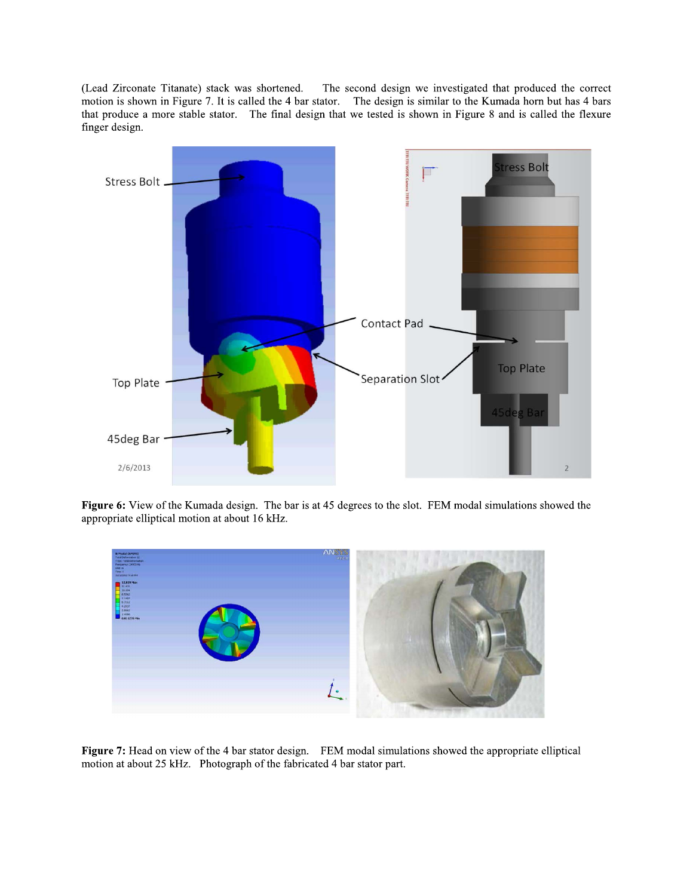(Lead Zirconate Titanate) stack was shortened. The second design we investigated that produced the correct motion is shown in Figure 7. It is called the 4 bar stator. The design is similar to the Kumada horn but has 4 bars that produce a more stable stator. The final design that we tested is shown in Figure 8 and is called the flexure finger design.

**Figure 6:** View of the Kumada design. The bar is at 45 degrees to the slot. FEM modal simulations showed the appropriate elliptical motion at about 16 kHz.

**Figure 7:** Head on view of the 4 bar stator design. FEM modal simulations showed the appropriate elliptical motion at about 25 kHz. Photograph of the fabricated 4 bar stator part.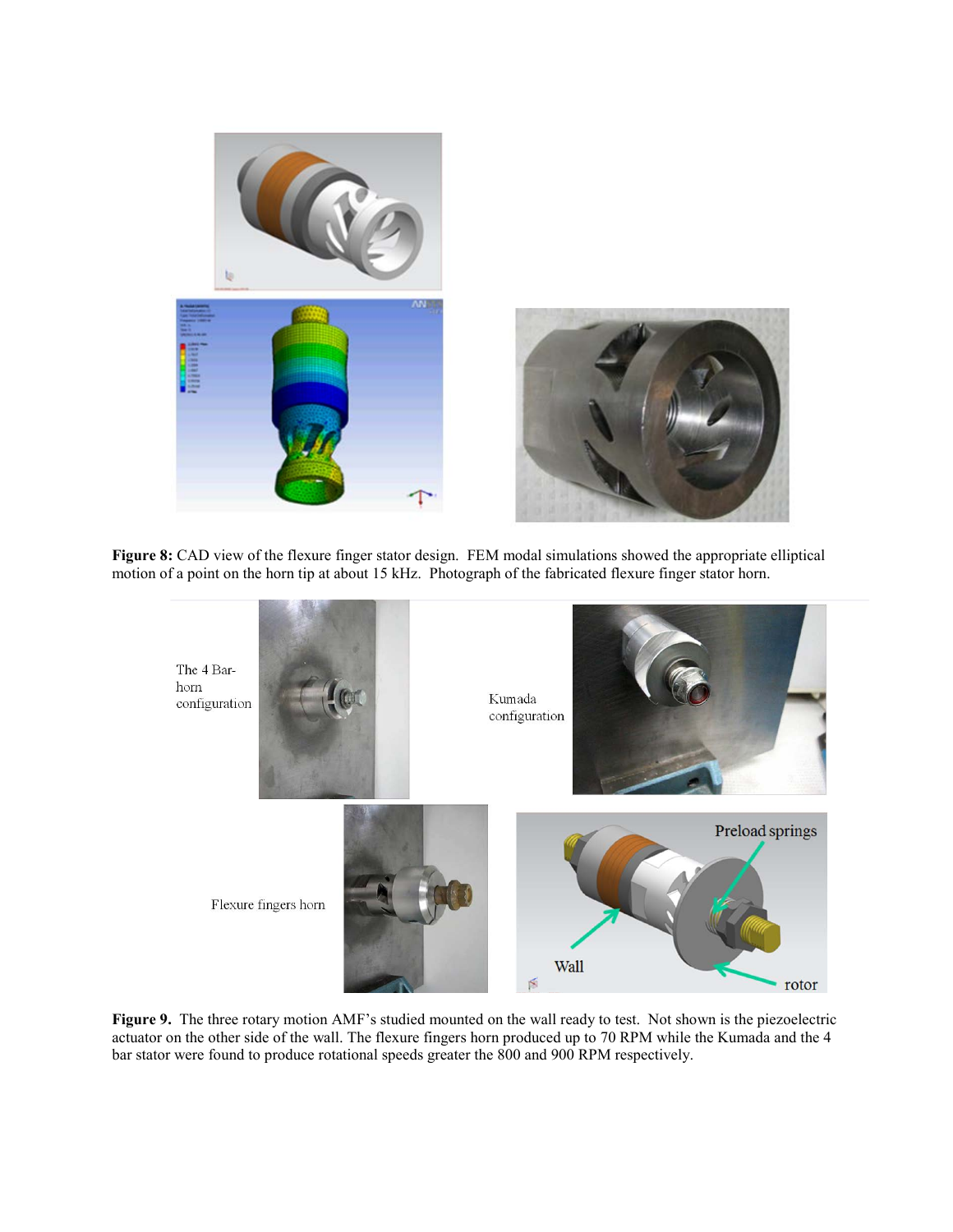**Figure 8:** CAD view of the flexure finger stator design. FEM modal simulations showed the appropriate elliptical motion of a point on the horn tip at about 15 kHz. Photograph of the fabricated flexure finger stator horn.

The 4 Bar-horn configuration

Kumada configuration

Flexure fingers horn

Preload springs

Wall

rotor

**Figure 9.** The three rotary motion AMF's studied mounted on the wall ready to test. Not shown is the piezoelectric actuator on the other side of the wall. The flexure fingers horn produced up to 70 RPM while the Kumada and the 4 bar stator were found to produce rotational speeds greater the 800 and 900 RPM respectively.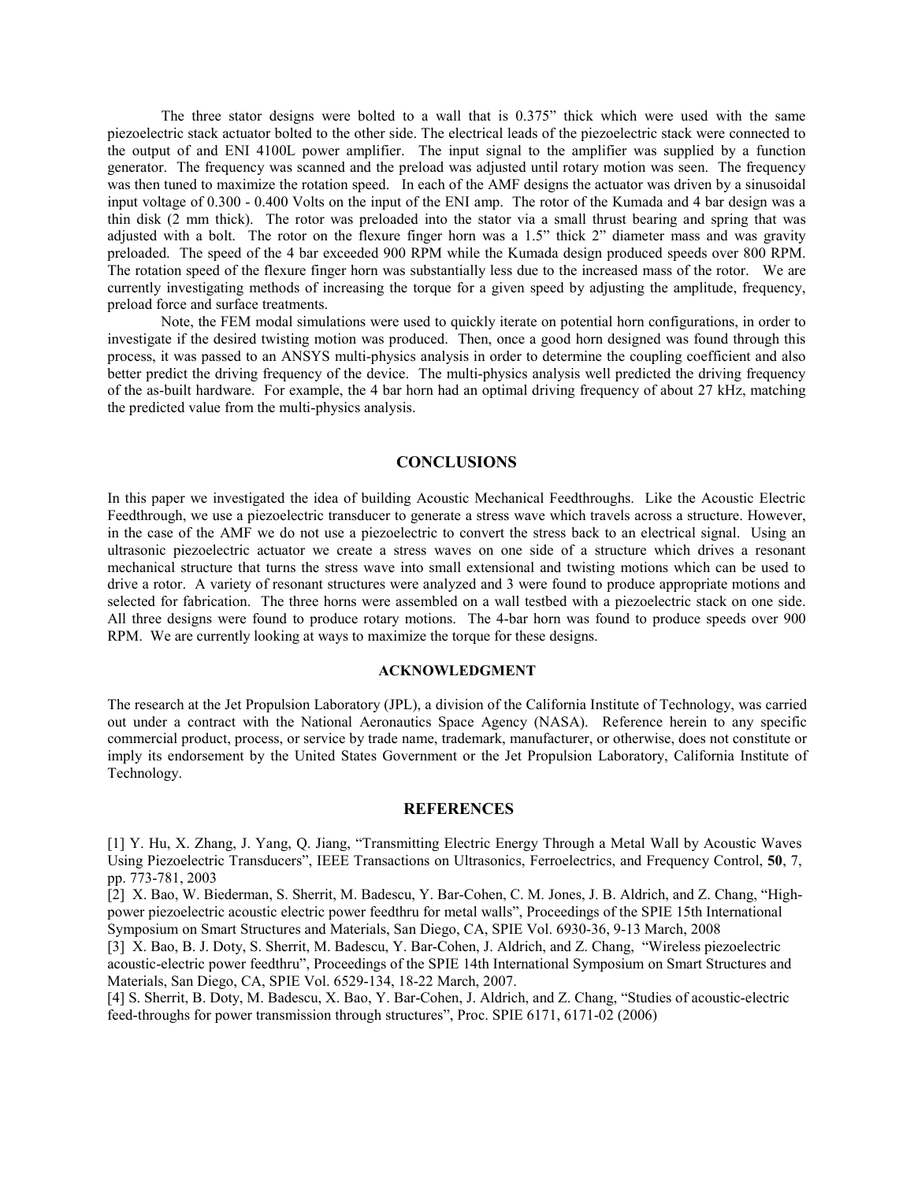The three stator designs were bolted to a wall that is 0.375" thick which were used with the same piezoelectric stack actuator bolted to the other side. The electrical leads of the piezoelectric stack were connected to the output of and ENI 4100L power amplifier. The input signal to the amplifier was supplied by a function generator. The frequency was scanned and the preload was adjusted until rotary motion was seen. The frequency was then tuned to maximize the rotation speed. In each of the AMF designs the actuator was driven by a sinusoidal input voltage of 0.300 - 0.400 Volts on the input of the ENI amp. The rotor of the Kumada and 4 bar design was a thin disk (2 mm thick). The rotor was preloaded into the stator via a small thrust bearing and spring that was adjusted with a bolt. The rotor on the flexure finger horn was a 1.5" thick 2" diameter mass and was gravity preloaded. The speed of the 4 bar exceeded 900 RPM while the Kumada design produced speeds over 800 RPM. The rotation speed of the flexure finger horn was substantially less due to the increased mass of the rotor. We are currently investigating methods of increasing the torque for a given speed by adjusting the amplitude, frequency, preload force and surface treatments.

Note, the FEM modal simulations were used to quickly iterate on potential horn configurations, in order to investigate if the desired twisting motion was produced. Then, once a good horn designed was found through this process, it was passed to an ANSYS multi-physics analysis in order to determine the coupling coefficient and also better predict the driving frequency of the device. The multi-physics analysis well predicted the driving frequency of the as-built hardware. For example, the 4 bar horn had an optimal driving frequency of about 27 kHz, matching the predicted value from the multi-physics analysis.

## CONCLUSIONS

In this paper we investigated the idea of building Acoustic Mechanical Feedthroughs. Like the Acoustic Electric Feedthrough, we use a piezoelectric transducer to generate a stress wave which travels across a structure. However, in the case of the AMF we do not use a piezoelectric to convert the stress back to an electrical signal. Using an ultrasonic piezoelectric actuator we create a stress waves on one side of a structure which drives a resonant mechanical structure that turns the stress wave into small extensional and twisting motions which can be used to drive a rotor. A variety of resonant structures were analyzed and 3 were found to produce appropriate motions and selected for fabrication. The three horns were assembled on a wall testbed with a piezoelectric stack on one side. All three designs were found to produce rotary motions. The 4-bar horn was found to produce speeds over 900 RPM. We are currently looking at ways to maximize the torque for these designs.

### ACKNOWLEDGMENT

The research at the Jet Propulsion Laboratory (JPL), a division of the California Institute of Technology, was carried out under a contract with the National Aeronautics Space Agency (NASA). Reference herein to any specific commercial product, process, or service by trade name, trademark, manufacturer, or otherwise, does not constitute or imply its endorsement by the United States Government or the Jet Propulsion Laboratory, California Institute of Technology.

## REFERENCES

[1] Y. Hu, X. Zhang, J. Yang, Q. Jiang, "Transmitting Electric Energy Through a Metal Wall by Acoustic Waves Using Piezoelectric Transducers", IEEE Transactions on Ultrasonics, Ferroelectrics, and Frequency Control, **50**, 7, pp. 773-781, 2003

[2] X. Bao, W. Biederman, S. Sherrit, M. Badescu, Y. Bar-Cohen, C. M. Jones, J. B. Aldrich, and Z. Chang, "High-power piezoelectric acoustic electric power feedthru for metal walls", Proceedings of the SPIE 15th International Symposium on Smart Structures and Materials, San Diego, CA, SPIE Vol. 6930-36, 9-13 March, 2008

[3] X. Bao, B. J. Doty, S. Sherrit, M. Badescu, Y. Bar-Cohen, J. Aldrich, and Z. Chang, "Wireless piezoelectric acoustic-electric power feedthru", Proceedings of the SPIE 14th International Symposium on Smart Structures and Materials, San Diego, CA, SPIE Vol. 6529-134, 18-22 March, 2007.

[4] S. Sherrit, B. Doty, M. Badescu, X. Bao, Y. Bar-Cohen, J. Aldrich, and Z. Chang, "Studies of acoustic-electric feed-throughs for power transmission through structures", Proc. SPIE 6171, 6171-02 (2006)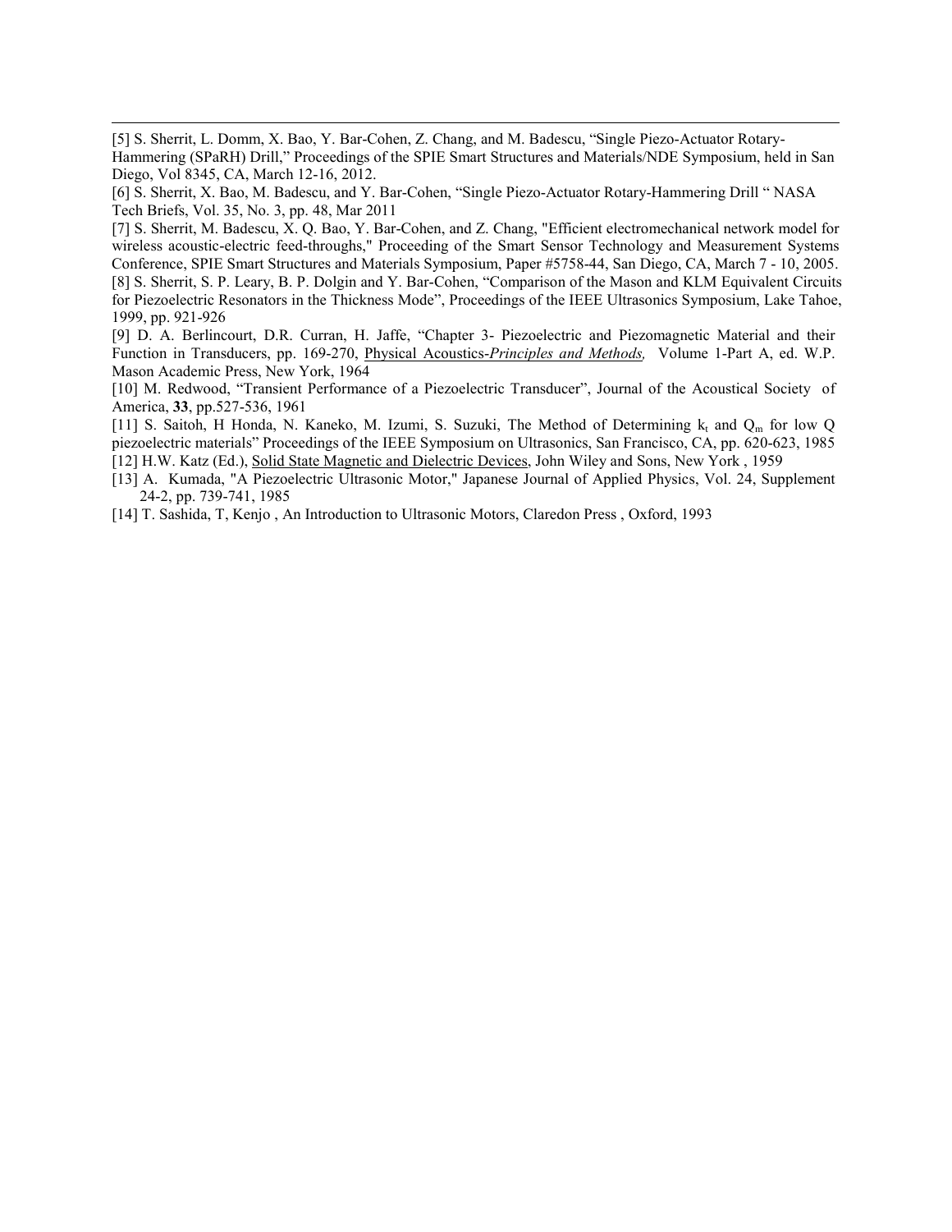[5] S. Sherrit, L. Domm, X. Bao, Y. Bar-Cohen, Z. Chang, and M. Badescu, "Single Piezo-Actuator Rotary-Hammering (SPaRH) Drill," Proceedings of the SPIE Smart Structures and Materials/NDE Symposium, held in San Diego, Vol 8345, CA, March 12-16, 2012.

[6] S. Sherrit, X. Bao, M. Badescu, and Y. Bar-Cohen, "Single Piezo-Actuator Rotary-Hammering Drill " NASA Tech Briefs, Vol. 35, No. 3, pp. 48, Mar 2011

[7] S. Sherrit, M. Badescu, X. Q. Bao, Y. Bar-Cohen, and Z. Chang, "Efficient electromechanical network model for wireless acoustic-electric feed-throughs," Proceeding of the Smart Sensor Technology and Measurement Systems Conference, SPIE Smart Structures and Materials Symposium, Paper #5758-44, San Diego, CA, March 7 - 10, 2005.

[8] S. Sherrit, S. P. Leary, B. P. Dolgin and Y. Bar-Cohen, "Comparison of the Mason and KLM Equivalent Circuits for Piezoelectric Resonators in the Thickness Mode", Proceedings of the IEEE Ultrasonics Symposium, Lake Tahoe, 1999, pp. 921-926

[9] D. A. Berlincourt, D.R. Curran, H. Jaffe, "Chapter 3- Piezoelectric and Piezomagnetic Material and their Function in Transducers, pp. 169-270, Physical Acoustics-*Principles and Methods,* Volume 1-Part A, ed. W.P. Mason Academic Press, New York, 1964

[10] M. Redwood, "Transient Performance of a Piezoelectric Transducer", Journal of the Acoustical Society of America, **33**, pp.527-536, 1961

[11] S. Saitoh, H Honda, N. Kaneko, M. Izumi, S. Suzuki, The Method of Determining $k_t$ and $Q_m$ for low Q piezoelectric materials" Proceedings of the IEEE Symposium on Ultrasonics, San Francisco, CA, pp. 620-623, 1985

[12] H.W. Katz (Ed.), Solid State Magnetic and Dielectric Devices, John Wiley and Sons, New York , 1959

[13] A. Kumada, "A Piezoelectric Ultrasonic Motor," Japanese Journal of Applied Physics, Vol. 24, Supplement 24-2, pp. 739-741, 1985

[14] T. Sashida, T, Kenjo , An Introduction to Ultrasonic Motors, Claredon Press , Oxford, 1993